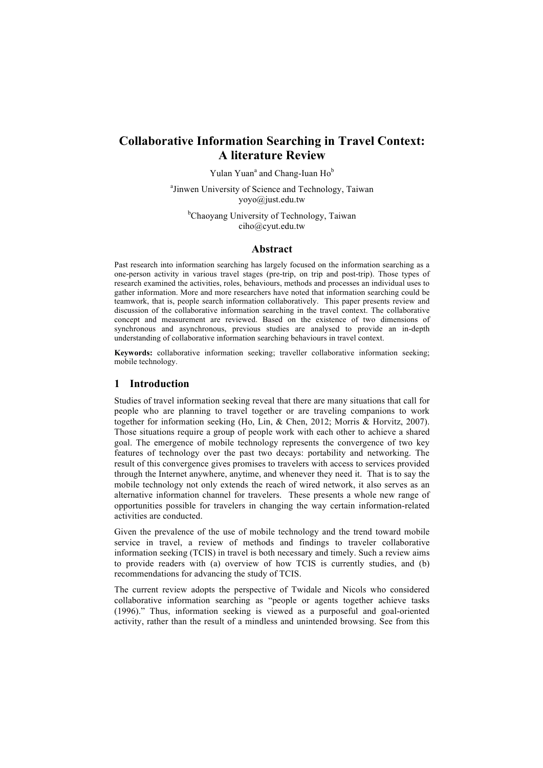# Collaborative Information Searching in Travel Context: A literature Review

Yulan Yuan[a] and Chang-Iuan Ho[b]

[a]Jinwen University of Science and Technology, Taiwan
yoyo@just.edu.tw

[b]Chaoyang University of Technology, Taiwan
ciho@cyut.edu.tw

## Abstract

Past research into information searching has largely focused on the information searching as a one-person activity in various travel stages (pre-trip, on trip and post-trip). Those types of research examined the activities, roles, behaviours, methods and processes an individual uses to gather information. More and more researchers have noted that information searching could be teamwork, that is, people search information collaboratively. This paper presents review and discussion of the collaborative information searching in the travel context. The collaborative concept and measurement are reviewed. Based on the existence of two dimensions of synchronous and asynchronous, previous studies are analysed to provide an in-depth understanding of collaborative information searching behaviours in travel context.

**Keywords:** collaborative information seeking; traveller collaborative information seeking; mobile technology.

## 1 Introduction

Studies of travel information seeking reveal that there are many situations that call for people who are planning to travel together or are traveling companions to work together for information seeking (Ho, Lin, & Chen, 2012; Morris & Horvitz, 2007). Those situations require a group of people work with each other to achieve a shared goal. The emergence of mobile technology represents the convergence of two key features of technology over the past two decays: portability and networking. The result of this convergence gives promises to travelers with access to services provided through the Internet anywhere, anytime, and whenever they need it. That is to say the mobile technology not only extends the reach of wired network, it also serves as an alternative information channel for travelers. These presents a whole new range of opportunities possible for travelers in changing the way certain information-related activities are conducted.

Given the prevalence of the use of mobile technology and the trend toward mobile service in travel, a review of methods and findings to traveler collaborative information seeking (TCIS) in travel is both necessary and timely. Such a review aims to provide readers with (a) overview of how TCIS is currently studies, and (b) recommendations for advancing the study of TCIS.

The current review adopts the perspective of Twidale and Nicols who considered collaborative information searching as "people or agents together achieve tasks (1996)." Thus, information seeking is viewed as a purposeful and goal-oriented activity, rather than the result of a mindless and unintended browsing. See from this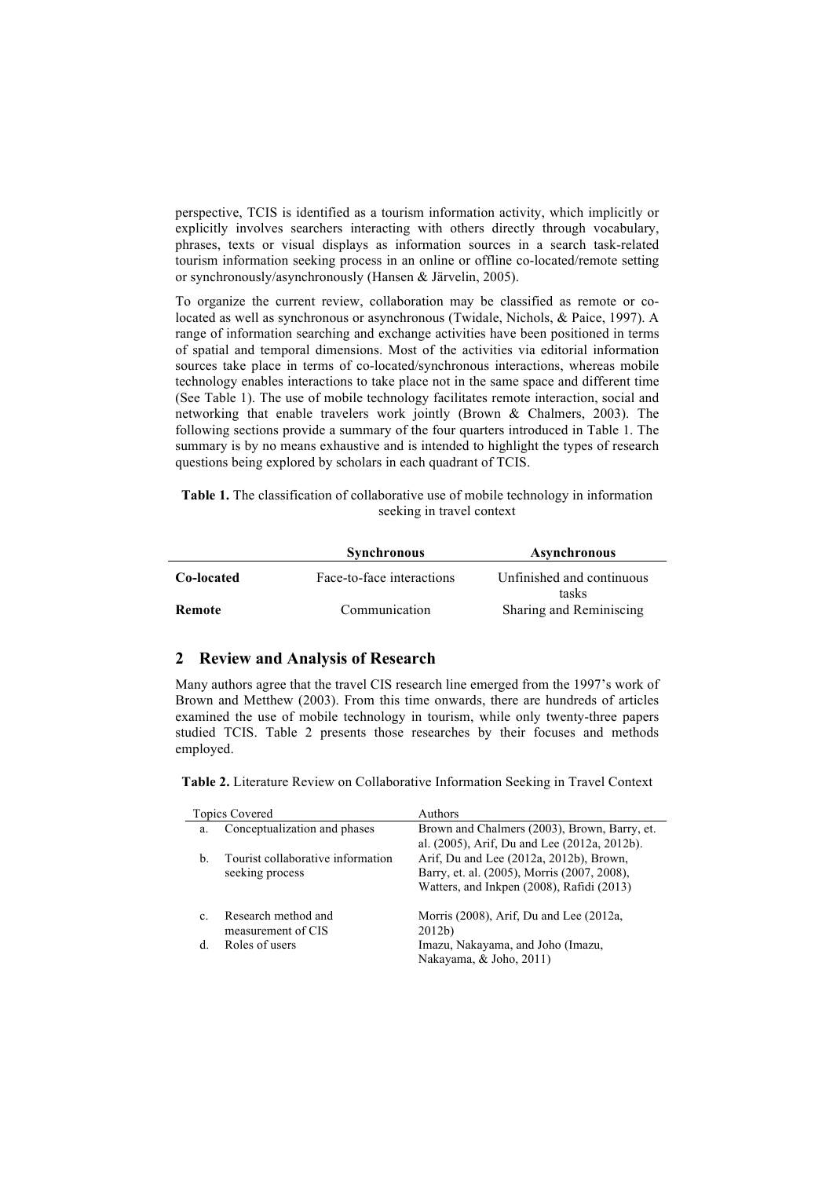perspective, TCIS is identified as a tourism information activity, which implicitly or explicitly involves searchers interacting with others directly through vocabulary, phrases, texts or visual displays as information sources in a search task-related tourism information seeking process in an online or offline co-located/remote setting or synchronously/asynchronously (Hansen & Järvelin, 2005).

To organize the current review, collaboration may be classified as remote or co-located as well as synchronous or asynchronous (Twidale, Nichols, & Paice, 1997). A range of information searching and exchange activities have been positioned in terms of spatial and temporal dimensions. Most of the activities via editorial information sources take place in terms of co-located/synchronous interactions, whereas mobile technology enables interactions to take place not in the same space and different time (See Table 1). The use of mobile technology facilitates remote interaction, social and networking that enable travelers work jointly (Brown & Chalmers, 2003). The following sections provide a summary of the four quarters introduced in Table 1. The summary is by no means exhaustive and is intended to highlight the types of research questions being explored by scholars in each quadrant of TCIS.

**Table 1.** The classification of collaborative use of mobile technology in information seeking in travel context

| | **Synchronous** | **Asynchronous** |
|---|---|---|
| **Co-located** | Face-to-face interactions | Unfinished and continuous tasks |
| **Remote** | Communication | Sharing and Reminiscing |

## 2 Review and Analysis of Research

Many authors agree that the travel CIS research line emerged from the 1997's work of Brown and Metthew (2003). From this time onwards, there are hundreds of articles examined the use of mobile technology in tourism, while only twenty-three papers studied TCIS. Table 2 presents those researches by their focuses and methods employed.

**Table 2.** Literature Review on Collaborative Information Seeking in Travel Context

| Topics Covered | | Authors |
|---|---|---|
| a. | Conceptualization and phases | Brown and Chalmers (2003), Brown, Barry, et. al. (2005), Arif, Du and Lee (2012a, 2012b). |
| b. | Tourist collaborative information seeking process | Arif, Du and Lee (2012a, 2012b), Brown, Barry, et. al. (2005), Morris (2007, 2008), Watters, and Inkpen (2008), Rafidi (2013) |
| c. | Research method and measurement of CIS | Morris (2008), Arif, Du and Lee (2012a, 2012b) |
| d. | Roles of users | Imazu, Nakayama, and Joho (Imazu, Nakayama, & Joho, 2011) |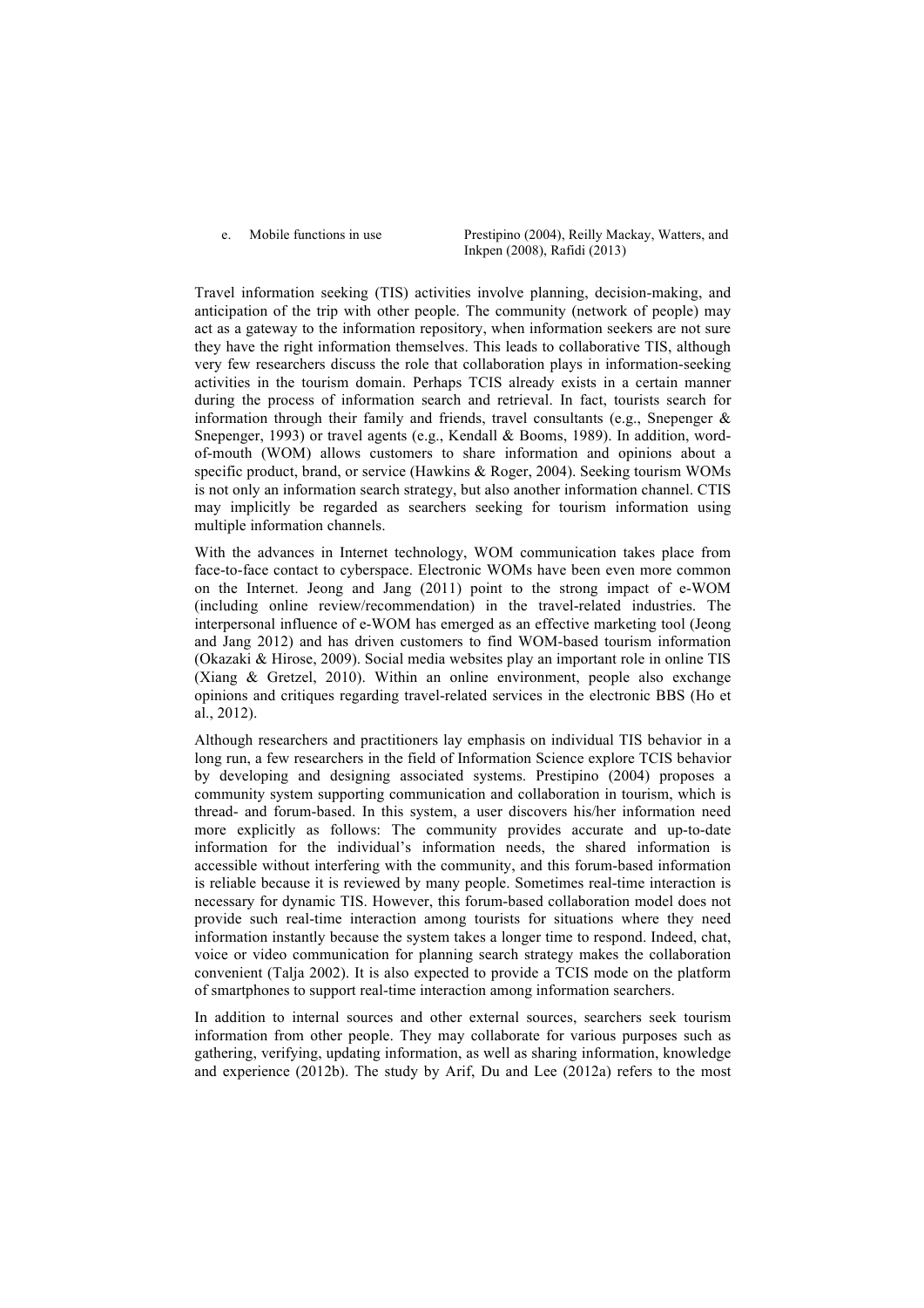| e. | Mobile functions in use | Prestipino (2004), Reilly Mackay, Watters, and Inkpen (2008), Rafidi (2013) |
|---|---|---|

Travel information seeking (TIS) activities involve planning, decision-making, and anticipation of the trip with other people. The community (network of people) may act as a gateway to the information repository, when information seekers are not sure they have the right information themselves. This leads to collaborative TIS, although very few researchers discuss the role that collaboration plays in information-seeking activities in the tourism domain. Perhaps TCIS already exists in a certain manner during the process of information search and retrieval. In fact, tourists search for information through their family and friends, travel consultants (e.g., Snepenger & Snepenger, 1993) or travel agents (e.g., Kendall & Booms, 1989). In addition, word-of-mouth (WOM) allows customers to share information and opinions about a specific product, brand, or service (Hawkins & Roger, 2004). Seeking tourism WOMs is not only an information search strategy, but also another information channel. CTIS may implicitly be regarded as searchers seeking for tourism information using multiple information channels.

With the advances in Internet technology, WOM communication takes place from face-to-face contact to cyberspace. Electronic WOMs have been even more common on the Internet. Jeong and Jang (2011) point to the strong impact of e-WOM (including online review/recommendation) in the travel-related industries. The interpersonal influence of e-WOM has emerged as an effective marketing tool (Jeong and Jang 2012) and has driven customers to find WOM-based tourism information (Okazaki & Hirose, 2009). Social media websites play an important role in online TIS (Xiang & Gretzel, 2010). Within an online environment, people also exchange opinions and critiques regarding travel-related services in the electronic BBS (Ho et al., 2012).

Although researchers and practitioners lay emphasis on individual TIS behavior in a long run, a few researchers in the field of Information Science explore TCIS behavior by developing and designing associated systems. Prestipino (2004) proposes a community system supporting communication and collaboration in tourism, which is thread- and forum-based. In this system, a user discovers his/her information need more explicitly as follows: The community provides accurate and up-to-date information for the individual's information needs, the shared information is accessible without interfering with the community, and this forum-based information is reliable because it is reviewed by many people. Sometimes real-time interaction is necessary for dynamic TIS. However, this forum-based collaboration model does not provide such real-time interaction among tourists for situations where they need information instantly because the system takes a longer time to respond. Indeed, chat, voice or video communication for planning search strategy makes the collaboration convenient (Talja 2002). It is also expected to provide a TCIS mode on the platform of smartphones to support real-time interaction among information searchers.

In addition to internal sources and other external sources, searchers seek tourism information from other people. They may collaborate for various purposes such as gathering, verifying, updating information, as well as sharing information, knowledge and experience (2012b). The study by Arif, Du and Lee (2012a) refers to the most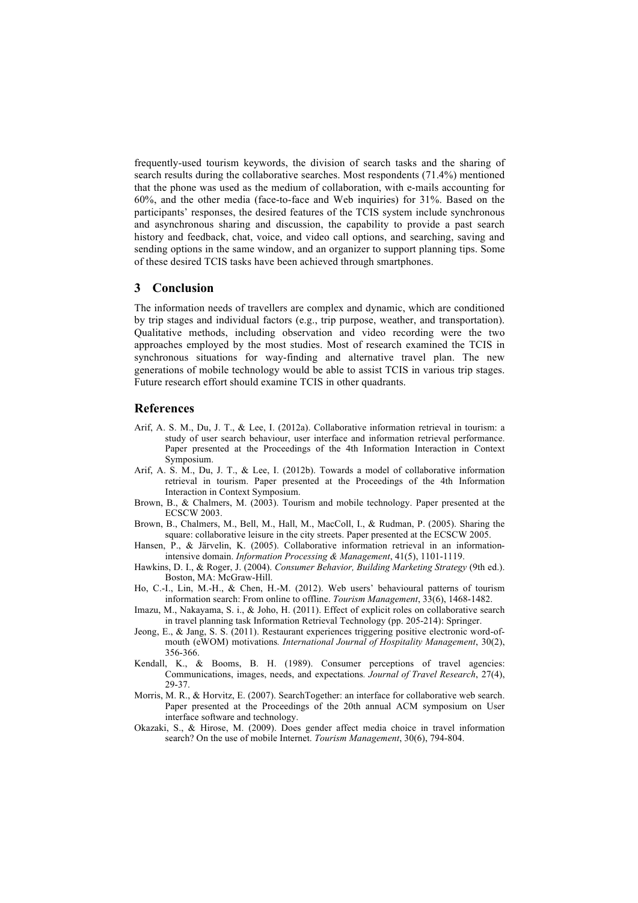frequently-used tourism keywords, the division of search tasks and the sharing of search results during the collaborative searches. Most respondents (71.4%) mentioned that the phone was used as the medium of collaboration, with e-mails accounting for 60%, and the other media (face-to-face and Web inquiries) for 31%. Based on the participants' responses, the desired features of the TCIS system include synchronous and asynchronous sharing and discussion, the capability to provide a past search history and feedback, chat, voice, and video call options, and searching, saving and sending options in the same window, and an organizer to support planning tips. Some of these desired TCIS tasks have been achieved through smartphones.

## 3 Conclusion

The information needs of travellers are complex and dynamic, which are conditioned by trip stages and individual factors (e.g., trip purpose, weather, and transportation). Qualitative methods, including observation and video recording were the two approaches employed by the most studies. Most of research examined the TCIS in synchronous situations for way-finding and alternative travel plan. The new generations of mobile technology would be able to assist TCIS in various trip stages. Future research effort should examine TCIS in other quadrants.

## References

Arif, A. S. M., Du, J. T., & Lee, I. (2012a). Collaborative information retrieval in tourism: a study of user search behaviour, user interface and information retrieval performance. Paper presented at the Proceedings of the 4th Information Interaction in Context Symposium.

Arif, A. S. M., Du, J. T., & Lee, I. (2012b). Towards a model of collaborative information retrieval in tourism. Paper presented at the Proceedings of the 4th Information Interaction in Context Symposium.

Brown, B., & Chalmers, M. (2003). Tourism and mobile technology. Paper presented at the ECSCW 2003.

Brown, B., Chalmers, M., Bell, M., Hall, M., MacColl, I., & Rudman, P. (2005). Sharing the square: collaborative leisure in the city streets. Paper presented at the ECSCW 2005.

Hansen, P., & Järvelin, K. (2005). Collaborative information retrieval in an information-intensive domain. *Information Processing & Management*, 41(5), 1101-1119.

Hawkins, D. I., & Roger, J. (2004). *Consumer Behavior, Building Marketing Strategy* (9th ed.). Boston, MA: McGraw-Hill.

Ho, C.-I., Lin, M.-H., & Chen, H.-M. (2012). Web users' behavioural patterns of tourism information search: From online to offline. *Tourism Management*, 33(6), 1468-1482.

Imazu, M., Nakayama, S. i., & Joho, H. (2011). Effect of explicit roles on collaborative search in travel planning task Information Retrieval Technology (pp. 205-214): Springer.

Jeong, E., & Jang, S. S. (2011). Restaurant experiences triggering positive electronic word-of-mouth (eWOM) motivations*. International Journal of Hospitality Management*, 30(2), 356-366.

Kendall, K., & Booms, B. H. (1989). Consumer perceptions of travel agencies: Communications, images, needs, and expectations. *Journal of Travel Research*, 27(4), 29-37.

Morris, M. R., & Horvitz, E. (2007). SearchTogether: an interface for collaborative web search. Paper presented at the Proceedings of the 20th annual ACM symposium on User interface software and technology.

Okazaki, S., & Hirose, M. (2009). Does gender affect media choice in travel information search? On the use of mobile Internet. *Tourism Management*, 30(6), 794-804.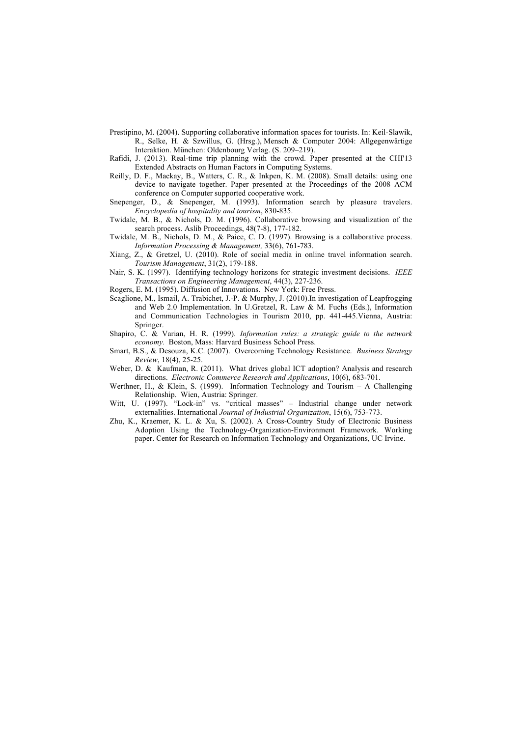Prestipino, M. (2004). Supporting collaborative information spaces for tourists. In: Keil-Slawik, R., Selke, H. & Szwillus, G. (Hrsg.), Mensch & Computer 2004: Allgegenwärtige Interaktion. München: Oldenbourg Verlag. (S. 209–219).

Rafidi, J. (2013). Real-time trip planning with the crowd. Paper presented at the CHI'13 Extended Abstracts on Human Factors in Computing Systems.

Reilly, D. F., Mackay, B., Watters, C. R., & Inkpen, K. M. (2008). Small details: using one device to navigate together. Paper presented at the Proceedings of the 2008 ACM conference on Computer supported cooperative work.

Snepenger, D., & Snepenger, M. (1993). Information search by pleasure travelers. *Encyclopedia of hospitality and tourism*, 830-835.

Twidale, M. B., & Nichols, D. M. (1996). Collaborative browsing and visualization of the search process. Aslib Proceedings, 48(7-8), 177-182.

Twidale, M. B., Nichols, D. M., & Paice, C. D. (1997). Browsing is a collaborative process. *Information Processing & Management,* 33(6), 761-783.

Xiang, Z., & Gretzel, U. (2010). Role of social media in online travel information search. *Tourism Management*, 31(2), 179-188.

Nair, S. K. (1997). Identifying technology horizons for strategic investment decisions. *IEEE Transactions on Engineering Management*, 44(3), 227-236.

Rogers, E. M. (1995). Diffusion of Innovations. New York: Free Press.

Scaglione, M., Ismail, A. Trabichet, J.-P. & Murphy, J. (2010).In investigation of Leapfrogging and Web 2.0 Implementation. In U.Gretzel, R. Law & M. Fuchs (Eds.), Information and Communication Technologies in Tourism 2010, pp. 441-445.Vienna, Austria: Springer.

Shapiro, C. & Varian, H. R. (1999). *Information rules: a strategic guide to the network economy.* Boston, Mass: Harvard Business School Press.

Smart, B.S., & Desouza, K.C. (2007). Overcoming Technology Resistance. *Business Strategy Review*, 18(4), 25-25.

Weber, D. & Kaufman, R. (2011). What drives global ICT adoption? Analysis and research directions. *Electronic Commerce Research and Applications*, 10(6), 683-701.

Werthner, H., & Klein, S. (1999). Information Technology and Tourism – A Challenging Relationship. Wien, Austria: Springer.

Witt, U. (1997). "Lock-in" vs. "critical masses" – Industrial change under network externalities. International *Journal of Industrial Organization*, 15(6), 753-773.

Zhu, K., Kraemer, K. L. & Xu, S. (2002). A Cross-Country Study of Electronic Business Adoption Using the Technology-Organization-Environment Framework. Working paper. Center for Research on Information Technology and Organizations, UC Irvine.